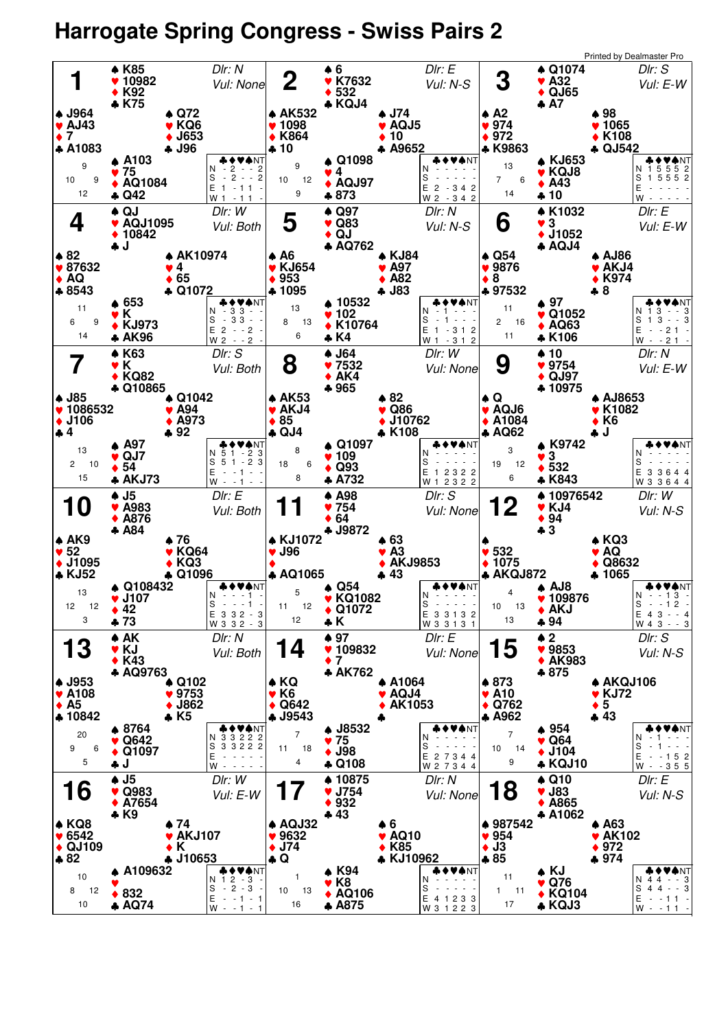# Harrogate Spring Congress - Swiss Pairs 2

## Board 1
Dlr: N · Vul: None

- **North:** ♠ K85 ♥ 10982 ♦ K92 ♣ K75
- **West:** ♠ J964 ♥ AJ43 ♦ 7 ♣ A1083
- **East:** ♠ Q72 ♥ KQ6 ♦ J653 ♣ J96
- **South:** ♠ A103 ♥ 75 ♦ AQ1084 ♣ Q42

HCP: N 9, W 10, E 9, S 12

| | ♣ | ♦ | ♥ | ♠ | NT |
|---|---|---|---|---|---|
| N | - | 2 | - | - | 2 |
| S | - | 2 | - | - | 2 |
| E | 1 | - | 1 | 1 | - |
| W | 1 | - | 1 | 1 | - |

## Board 2
Dlr: E · Vul: N-S

- **North:** ♠ 6 ♥ K7632 ♦ 532 ♣ KQJ4
- **West:** ♠ AK532 ♥ 1098 ♦ K864 ♣ 10
- **East:** ♠ J74 ♥ AQJ5 ♦ 10 ♣ A9652
- **South:** ♠ Q1098 ♥ 4 ♦ AQJ97 ♣ 873

HCP: N 9, W 10, E 12, S 9

| | ♣ | ♦ | ♥ | ♠ | NT |
|---|---|---|---|---|---|
| N | - | - | - | - | - |
| S | - | - | - | - | - |
| E | 2 | - | 3 | 4 | 2 |
| W | 2 | - | 3 | 4 | 2 |

## Board 3
Dlr: S · Vul: E-W

- **North:** ♠ Q1074 ♥ A32 ♦ QJ65 ♣ A7
- **West:** ♠ A2 ♥ 974 ♦ 972 ♣ K9863
- **East:** ♠ 98 ♥ 1065 ♦ K108 ♣ QJ542
- **South:** ♠ KJ653 ♥ KQJ8 ♦ A43 ♣ 10

HCP: N 13, W 7, E 6, S 14

| | ♣ | ♦ | ♥ | ♠ | NT |
|---|---|---|---|---|---|
| N | 1 | 5 | 5 | 5 | 2 |
| S | 1 | 5 | 5 | 5 | 2 |
| E | - | - | - | - | - |
| W | - | - | - | - | - |

## Board 4
Dlr: W · Vul: Both

- **North:** ♠ QJ ♥ AQJ1095 ♦ 10842 ♣ J
- **West:** ♠ 82 ♥ 87632 ♦ AQ ♣ 8543
- **East:** ♠ AK10974 ♥ 4 ♦ 65 ♣ Q1072
- **South:** ♠ 653 ♥ K ♦ KJ973 ♣ AK96

HCP: N 11, W 6, E 9, S 14

| | ♣ | ♦ | ♥ | ♠ | NT |
|---|---|---|---|---|---|
| N | - | 3 | 3 | - | - |
| S | - | 3 | 3 | - | - |
| E | 2 | - | - | 2 | - |
| W | 2 | - | - | 2 | - |

## Board 5
Dlr: N · Vul: N-S

- **North:** ♠ Q97 ♥ Q83 ♦ QJ ♣ AQ762
- **West:** ♠ A6 ♥ KJ654 ♦ 953 ♣ 1095
- **East:** ♠ KJ84 ♥ A97 ♦ A82 ♣ J83
- **South:** ♠ 10532 ♥ 102 ♦ K10764 ♣ K4

HCP: N 13, W 8, E 13, S 6

| | ♣ | ♦ | ♥ | ♠ | NT |
|---|---|---|---|---|---|
| N | - | 1 | - | - | - |
| S | - | 1 | - | - | - |
| E | 1 | - | 3 | 1 | 2 |
| W | 1 | - | 3 | 1 | 2 |

## Board 6
Dlr: E · Vul: E-W

- **North:** ♠ K1032 ♥ 3 ♦ J1052 ♣ AQJ4
- **West:** ♠ Q54 ♥ 9876 ♦ 8 ♣ 97532
- **East:** ♠ AJ86 ♥ AKJ4 ♦ K974 ♣ 8
- **South:** ♠ 97 ♥ Q1052 ♦ AQ63 ♣ K106

HCP: N 11, W 2, E 16, S 11

| | ♣ | ♦ | ♥ | ♠ | NT |
|---|---|---|---|---|---|
| N | 1 | 3 | - | - | 3 |
| S | 1 | 3 | - | - | 3 |
| E | - | - | 2 | 1 | - |
| W | - | - | 2 | 1 | - |

## Board 7
Dlr: S · Vul: Both

- **North:** ♠ K63 ♥ K ♦ KQ82 ♣ Q10865
- **West:** ♠ J85 ♥ 1086532 ♦ J106 ♣ 4
- **East:** ♠ Q1042 ♥ A94 ♦ A973 ♣ 92
- **South:** ♠ A97 ♥ QJ7 ♦ 54 ♣ AKJ73

HCP: N 13, W 2, E 10, S 15

| | ♣ | ♦ | ♥ | ♠ | NT |
|---|---|---|---|---|---|
| N | 5 | 1 | - | 2 | 3 |
| S | 5 | 1 | - | 2 | 3 |
| E | - | - | 1 | - | - |
| W | - | - | 1 | - | - |

## Board 8
Dlr: W · Vul: None

- **North:** ♠ J64 ♥ 7532 ♦ AK4 ♣ 965
- **West:** ♠ AK53 ♥ AKJ4 ♦ 85 ♣ QJ4
- **East:** ♠ 82 ♥ Q86 ♦ J10762 ♣ K108
- **South:** ♠ Q1097 ♥ 109 ♦ Q93 ♣ A732

HCP: N 8, W 18, E 6, S 8

| | ♣ | ♦ | ♥ | ♠ | NT |
|---|---|---|---|---|---|
| N | - | - | - | - | - |
| S | - | - | - | - | - |
| E | 1 | 2 | 3 | 2 | 2 |
| W | 1 | 2 | 3 | 2 | 2 |

## Board 9
Dlr: N · Vul: E-W

- **North:** ♠ 10 ♥ 9754 ♦ QJ97 ♣ 10975
- **West:** ♠ Q ♥ AQJ6 ♦ A1084 ♣ AQ62
- **East:** ♠ AJ8653 ♥ K1082 ♦ K6 ♣ J
- **South:** ♠ K9742 ♥ 3 ♦ 532 ♣ K843

HCP: N 3, W 19, E 12, S 6

| | ♣ | ♦ | ♥ | ♠ | NT |
|---|---|---|---|---|---|
| N | - | - | - | - | - |
| S | - | - | - | - | - |
| E | 3 | 3 | 6 | 4 | 4 |
| W | 3 | 3 | 6 | 4 | 4 |

## Board 10
Dlr: E · Vul: Both

- **North:** ♠ J5 ♥ A983 ♦ A876 ♣ A84
- **West:** ♠ AK9 ♥ 52 ♦ J1095 ♣ KJ52
- **East:** ♠ 76 ♥ KQ64 ♦ KQ3 ♣ Q1096
- **South:** ♠ Q108432 ♥ J107 ♦ 42 ♣ 73

HCP: N 13, W 12, E 12, S 3

| | ♣ | ♦ | ♥ | ♠ | NT |
|---|---|---|---|---|---|
| N | - | - | - | 1 | - |
| S | - | - | - | 1 | - |
| E | 3 | 3 | 2 | - | 3 |
| W | 3 | 3 | 2 | - | 3 |

## Board 11
Dlr: S · Vul: None

- **North:** ♠ A98 ♥ 754 ♦ 64 ♣ J9872
- **West:** ♠ KJ1072 ♥ J96 ♦ — ♣ AQ1065
- **East:** ♠ 63 ♥ A3 ♦ AKJ9853 ♣ 43
- **South:** ♠ Q54 ♥ KQ1082 ♦ Q1072 ♣ K

HCP: N 5, W 11, E 12, S 12

| | ♣ | ♦ | ♥ | ♠ | NT |
|---|---|---|---|---|---|
| N | - | - | - | - | - |
| S | - | - | - | - | - |
| E | 3 | 3 | 1 | 3 | 2 |
| W | 3 | 3 | 1 | 3 | 1 |

## Board 12
Dlr: W · Vul: N-S

- **North:** ♠ 10976542 ♥ KJ4 ♦ 94 ♣ 3
- **West:** ♠ — ♥ 532 ♦ 1075 ♣ AKQJ872
- **East:** ♠ KQ3 ♥ AQ ♦ Q8632 ♣ 1065
- **South:** ♠ AJ8 ♥ 109876 ♦ AKJ ♣ 94

HCP: N 4, W 10, E 13, S 13

| | ♣ | ♦ | ♥ | ♠ | NT |
|---|---|---|---|---|---|
| N | - | - | 1 | 3 | - |
| S | - | - | 1 | 2 | - |
| E | 4 | 3 | - | - | 4 |
| W | 4 | 3 | - | - | 3 |

## Board 13
Dlr: N · Vul: Both

- **North:** ♠ AK ♥ KJ ♦ K43 ♣ AQ9763
- **West:** ♠ J953 ♥ A108 ♦ A5 ♣ 10842
- **East:** ♠ Q102 ♥ 9753 ♦ J862 ♣ K5
- **South:** ♠ 8764 ♥ Q642 ♦ Q1097 ♣ J

HCP: N 20, W 9, E 6, S 5

| | ♣ | ♦ | ♥ | ♠ | NT |
|---|---|---|---|---|---|
| N | 3 | 3 | 2 | 2 | 2 |
| S | 3 | 3 | 2 | 2 | 2 |
| E | - | - | - | - | - |
| W | - | - | - | - | - |

## Board 14
Dlr: E · Vul: None

- **North:** ♠ 97 ♥ 109832 ♦ 7 ♣ AK762
- **West:** ♠ KQ ♥ K6 ♦ Q642 ♣ J9543
- **East:** ♠ A1064 ♥ AQJ4 ♦ AK1053 ♣ —
- **South:** ♠ J8532 ♥ 75 ♦ J98 ♣ Q108

HCP: N 7, W 11, E 18, S 4

| | ♣ | ♦ | ♥ | ♠ | NT |
|---|---|---|---|---|---|
| N | - | - | - | - | - |
| S | - | - | - | - | - |
| E | 2 | 7 | 3 | 4 | 4 |
| W | 2 | 7 | 3 | 4 | 4 |

## Board 15
Dlr: S · Vul: N-S

- **North:** ♠ 2 ♥ 9853 ♦ AK983 ♣ 875
- **West:** ♠ 873 ♥ A10 ♦ Q762 ♣ A962
- **East:** ♠ AKQJ106 ♥ KJ72 ♦ 5 ♣ 43
- **South:** ♠ 954 ♥ Q64 ♦ J104 ♣ KQJ10

HCP: N 7, W 10, E 14, S 9

| | ♣ | ♦ | ♥ | ♠ | NT |
|---|---|---|---|---|---|
| N | - | 1 | - | - | - |
| S | - | 1 | - | - | - |
| E | - | - | 1 | 5 | 2 |
| W | - | - | 3 | 5 | 5 |

## Board 16
Dlr: W · Vul: E-W

- **North:** ♠ J5 ♥ Q983 ♦ A7654 ♣ K9
- **West:** ♠ KQ8 ♥ 6542 ♦ QJ109 ♣ 82
- **East:** ♠ 74 ♥ AKJ107 ♦ K ♣ J10653
- **South:** ♠ A109632 ♥ — ♦ 832 ♣ AQ74

HCP: N 10, W 8, E 12, S 10

| | ♣ | ♦ | ♥ | ♠ | NT |
|---|---|---|---|---|---|
| N | 1 | 2 | - | 3 | - |
| S | - | 2 | - | 3 | - |
| E | - | - | 1 | - | 1 |
| W | - | - | 1 | - | 1 |

## Board 17
Dlr: N · Vul: None

- **North:** ♠ 10875 ♥ J754 ♦ 932 ♣ 43
- **West:** ♠ AQJ32 ♥ 9632 ♦ J74 ♣ Q
- **East:** ♠ 6 ♥ AQ10 ♦ K85 ♣ KJ10962
- **South:** ♠ K94 ♥ K8 ♦ AQ106 ♣ A875

HCP: N 1, W 10, E 13, S 16

| | ♣ | ♦ | ♥ | ♠ | NT |
|---|---|---|---|---|---|
| N | - | - | - | - | - |
| S | - | - | - | - | - |
| E | 4 | 1 | 2 | 3 | 3 |
| W | 3 | 1 | 2 | 2 | 3 |

## Board 18
Dlr: E · Vul: N-S

- **North:** ♠ Q10 ♥ J83 ♦ A865 ♣ A1062
- **West:** ♠ 987542 ♥ 954 ♦ J3 ♣ 85
- **East:** ♠ A63 ♥ AK102 ♦ 972 ♣ 974
- **South:** ♠ KJ ♥ Q76 ♦ KQ104 ♣ KQJ3

HCP: N 11, W 1, E 11, S 17

| | ♣ | ♦ | ♥ | ♠ | NT |
|---|---|---|---|---|---|
| N | 4 | 4 | - | - | 3 |
| S | 4 | 4 | - | - | 3 |
| E | - | - | 1 | 1 | - |
| W | - | - | 1 | 1 | - |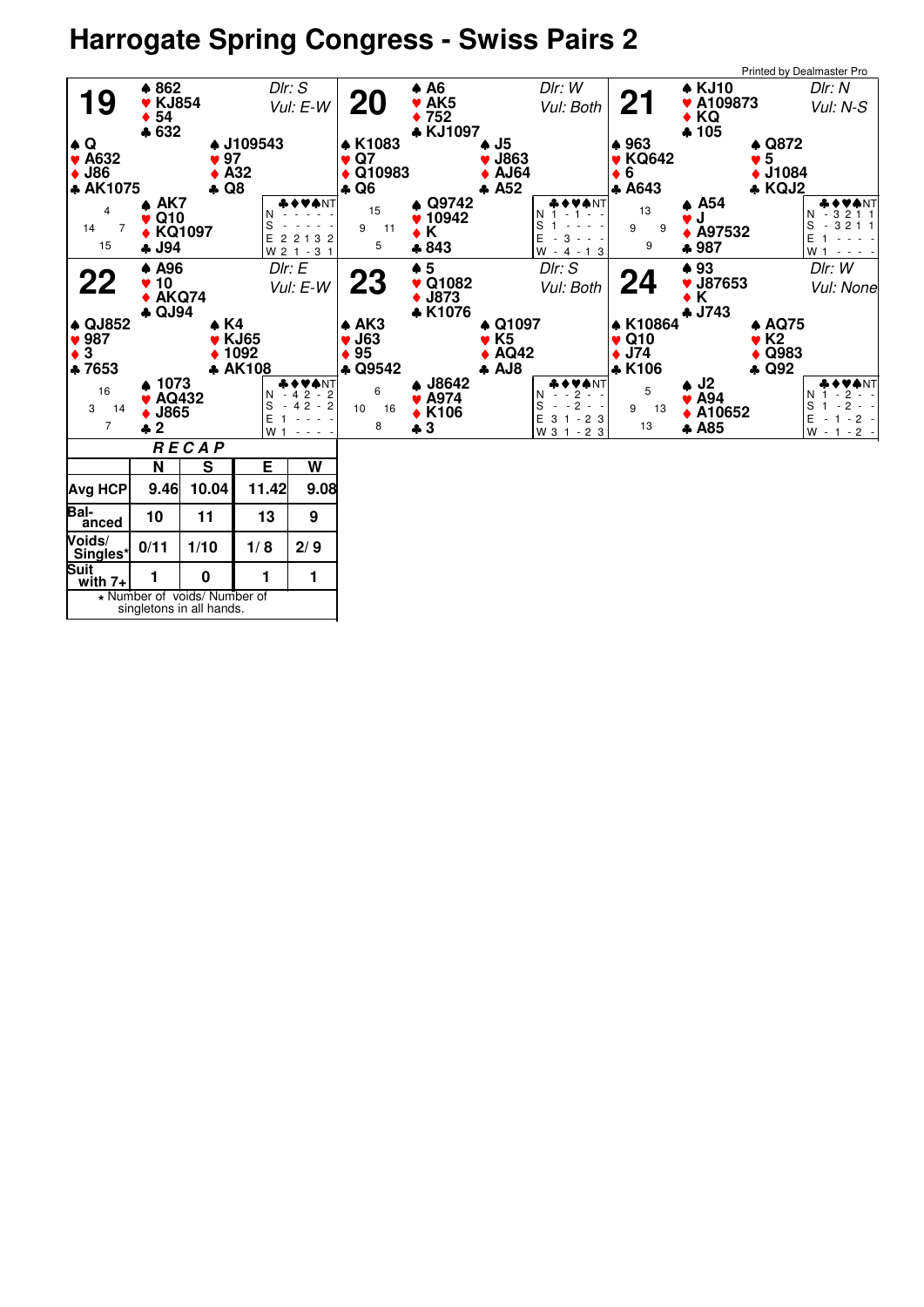# Harrogate Spring Congress - Swiss Pairs 2

Printed by Dealmaster Pro

## Board 19

Dlr: S
Vul: E-W

North: ♠ 862 ♥ KJ854 ♦ 54 ♣ 632

West: ♠ Q ♥ A632 ♦ J86 ♣ AK1075

East: ♠ J109543 ♥ 97 ♦ A32 ♣ Q8

South: ♠ AK7 ♥ Q10 ♦ KQ1097 ♣ J94

HCP: N 4, W 14, E 7, S 15

| | ♣ | ♦ | ♥ | ♠ | NT |
|---|---|---|---|---|---|
| N | - | - | - | - | - |
| S | - | - | - | - | - |
| E | 2 | 2 | 1 | 3 | 2 |
| W | 2 | 1 | - | 3 | 1 |

## Board 20

Dlr: W
Vul: Both

North: ♠ A6 ♥ AK5 ♦ 752 ♣ KJ1097

West: ♠ K1083 ♥ Q7 ♦ Q10983 ♣ Q6

East: ♠ J5 ♥ J863 ♦ AJ64 ♣ A52

South: ♠ Q9742 ♥ 10942 ♦ K ♣ 843

HCP: N 15, W 9, E 11, S 5

| | ♣ | ♦ | ♥ | ♠ | NT |
|---|---|---|---|---|---|
| N | 1 | - | 1 | - | - |
| S | 1 | - | - | - | - |
| E | - | 3 | - | - | - |
| W | - | 4 | - | 1 | 3 |

## Board 21

Dlr: N
Vul: N-S

North: ♠ KJ10 ♥ A109873 ♦ KQ ♣ 105

West: ♠ 963 ♥ KQ642 ♦ 6 ♣ A643

East: ♠ Q872 ♥ 5 ♦ J1084 ♣ KQJ2

South: ♠ A54 ♥ J ♦ A97532 ♣ 987

HCP: N 13, W 9, E 9, S 9

| | ♣ | ♦ | ♥ | ♠ | NT |
|---|---|---|---|---|---|
| N | - | 3 | 2 | 1 | 1 |
| S | - | 3 | 2 | 1 | 1 |
| E | 1 | - | - | - | - |
| W | 1 | - | - | - | - |

## Board 22

Dlr: E
Vul: E-W

North: ♠ A96 ♥ 10 ♦ AKQ74 ♣ QJ94

West: ♠ QJ852 ♥ 987 ♦ 3 ♣ 7653

East: ♠ K4 ♥ KJ65 ♦ 1092 ♣ AK108

South: ♠ 1073 ♥ AQ432 ♦ J865 ♣ 2

HCP: N 16, W 3, E 14, S 7

| | ♣ | ♦ | ♥ | ♠ | NT |
|---|---|---|---|---|---|
| N | - | 4 | 2 | - | 2 |
| S | - | 4 | 2 | - | 2 |
| E | 1 | - | - | - | - |
| W | 1 | - | - | - | - |

## Board 23

Dlr: S
Vul: Both

North: ♠ 5 ♥ Q1082 ♦ J873 ♣ K1076

West: ♠ AK3 ♥ J63 ♦ 95 ♣ Q9542

East: ♠ Q1097 ♥ K5 ♦ AQ42 ♣ AJ8

South: ♠ J8642 ♥ A974 ♦ K106 ♣ 3

HCP: N 6, W 10, E 16, S 8

| | ♣ | ♦ | ♥ | ♠ | NT |
|---|---|---|---|---|---|
| N | - | - | 2 | - | - |
| S | - | - | 2 | - | - |
| E | 3 | 1 | - | 2 | 3 |
| W | 3 | 1 | - | 2 | 3 |

## Board 24

Dlr: W
Vul: None

North: ♠ 93 ♥ J87653 ♦ K ♣ J743

West: ♠ K10864 ♥ Q10 ♦ J74 ♣ K106

East: ♠ AQ75 ♥ K2 ♦ Q983 ♣ Q92

South: ♠ J2 ♥ A94 ♦ A10652 ♣ A85

HCP: N 5, W 9, E 13, S 13

| | ♣ | ♦ | ♥ | ♠ | NT |
|---|---|---|---|---|---|
| N | 1 | - | 2 | - | - |
| S | 1 | - | 2 | - | - |
| E | - | 1 | - | 2 | - |
| W | - | 1 | - | 2 | - |

## RECAP

| | N | S | E | W |
|---|---|---|---|---|
| Avg HCP | 9.46 | 10.04 | 11.42 | 9.08 |
| Balanced | 10 | 11 | 13 | 9 |
| Voids/ Singles* | 0/11 | 1/10 | 1/8 | 2/9 |
| Suit with 7+ | 1 | 0 | 1 | 1 |

\* Number of voids/ Number of singletons in all hands.